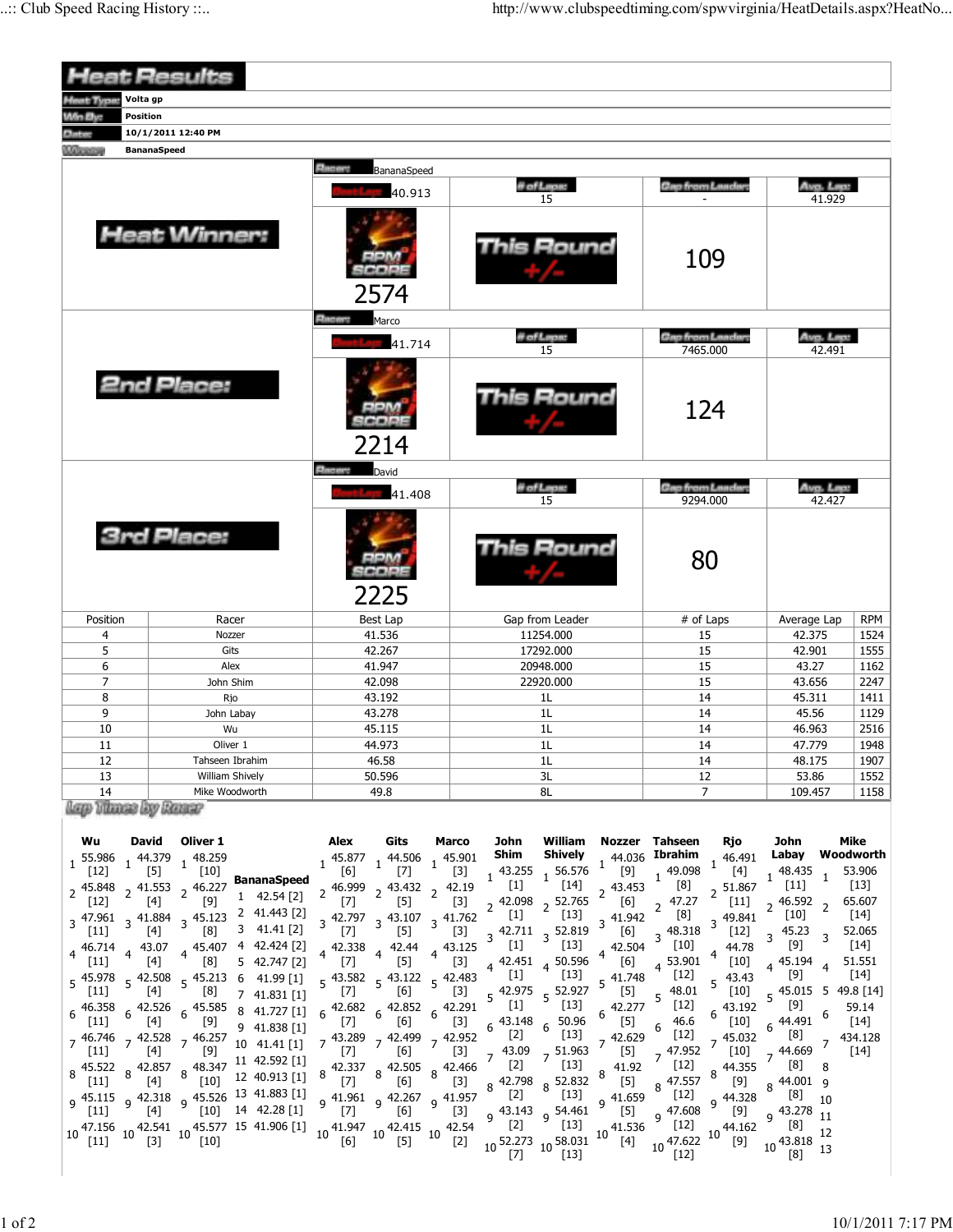# Heat Results

| | |
|---|---|
| Heat Type | Volta gp |
| Win By | Position |
| Date | 10/1/2011 12:40 PM |
| Winner | BananaSpeed |

## Heat Winner:

| Racer | Best Lap | # of Laps | Gap from Leader | Avg. Lap | RPM Score | This Round +/- |
|---|---|---|---|---|---|---|
| BananaSpeed | 40.913 | 15 | - | 41.929 | 2574 | 109 |

## 2nd Place:

| Racer | Best Lap | # of Laps | Gap from Leader | Avg. Lap | RPM Score | This Round +/- |
|---|---|---|---|---|---|---|
| Marco | 41.714 | 15 | 7465.000 | 42.491 | 2214 | 124 |

## 3rd Place:

| Racer | Best Lap | # of Laps | Gap from Leader | Avg. Lap | RPM Score | This Round +/- |
|---|---|---|---|---|---|---|
| David | 41.408 | 15 | 9294.000 | 42.427 | 2225 | 80 |

| Position | Racer | Best Lap | Gap from Leader | # of Laps | Average Lap | RPM |
|---|---|---|---|---|---|---|
| 4 | Nozzer | 41.536 | 11254.000 | 15 | 42.375 | 1524 |
| 5 | Gits | 42.267 | 17292.000 | 15 | 42.901 | 1555 |
| 6 | Alex | 41.947 | 20948.000 | 15 | 43.27 | 1162 |
| 7 | John Shim | 42.098 | 22920.000 | 15 | 43.656 | 2247 |
| 8 | Rjo | 43.192 | 1L | 14 | 45.311 | 1411 |
| 9 | John Labay | 43.278 | 1L | 14 | 45.56 | 1129 |
| 10 | Wu | 45.115 | 1L | 14 | 46.963 | 2516 |
| 11 | Oliver 1 | 44.973 | 1L | 14 | 47.779 | 1948 |
| 12 | Tahseen Ibrahim | 46.58 | 1L | 14 | 48.175 | 1907 |
| 13 | William Shively | 50.596 | 3L | 12 | 53.86 | 1552 |
| 14 | Mike Woodworth | 49.8 | 8L | 7 | 109.457 | 1158 |

## Lap Times by Racer

| Lap | Wu | David | Oliver 1 | BananaSpeed | Alex | Gits | Marco | John Shim | William Shively | Nozzer | Tahseen Ibrahim | Rjo | John Labay | Mike Woodworth |
|---|---|---|---|---|---|---|---|---|---|---|---|---|---|---|
| 1 | 55.986 [12] | 44.379 [5] | 48.259 [10] | 42.54 [2] | 45.877 [6] | 44.506 [7] | 45.901 [3] | 43.255 [1] | 56.576 [14] | 44.036 [9] | 49.098 [8] | 46.491 [4] | 48.435 [11] | 53.906 [13] |
| 2 | 45.848 [12] | 41.553 [4] | 46.227 [9] | 41.443 [2] | 46.999 [7] | 43.432 [5] | 42.19 [3] | 42.098 [1] | 52.765 [13] | 43.453 [6] | 47.27 [8] | 51.867 [11] | 46.592 [10] | 65.607 [14] |
| 3 | 47.961 [11] | 41.884 [4] | 45.123 [8] | 41.41 [2] | 42.797 [7] | 43.107 [5] | 41.762 [3] | 42.711 [1] | 52.819 [13] | 41.942 [6] | 48.318 [10] | 49.841 [12] | 45.23 [9] | 52.065 [14] |
| 4 | 46.714 [11] | 43.07 [4] | 45.407 [8] | 42.424 [2] | 42.338 [7] | 42.44 [5] | 43.125 [3] | 42.451 [1] | 50.596 [13] | 42.504 [6] | 53.901 [12] | 44.78 [10] | 45.194 [9] | 51.551 [14] |
| 5 | 45.978 [11] | 42.508 [4] | 45.213 [8] | 42.747 [2] | 43.582 [7] | 43.122 [6] | 42.483 [3] | 42.975 [1] | 52.927 [13] | 41.748 [5] | 48.01 [12] | 43.43 [10] | 45.015 [9] | 49.8 [14] |
| 6 | 46.358 [11] | 42.526 [4] | 45.585 [9] | 41.99 [1] | 42.682 [7] | 42.852 [6] | 42.291 [3] | 43.148 [2] | 50.96 [13] | 42.277 [5] | 46.6 [12] | 43.192 [10] | 44.491 [8] | 59.14 [14] |
| 7 | 46.746 [11] | 42.528 [4] | 46.257 [9] | 41.831 [1] | 43.289 [7] | 42.499 [6] | 42.952 [3] | 43.09 [2] | 51.963 [13] | 42.629 [5] | 47.952 [12] | 45.032 [10] | 44.669 [8] | 434.128 [14] |
| 8 | 45.522 [11] | 42.857 [4] | 48.347 [10] | 41.727 [1] | 42.337 [7] | 42.505 [6] | 42.466 [3] | 42.798 [2] | 52.832 [13] | 41.92 [5] | 47.557 [12] | 44.355 [9] | 44.001 [8] | |
| 9 | 45.115 [11] | 42.318 [4] | 45.526 [10] | 41.838 [1] | 41.961 [7] | 42.267 [6] | 41.957 [3] | 43.143 [2] | 54.461 [13] | 41.659 [5] | 47.608 [12] | 44.328 [9] | 43.278 [8] | |
| 10 | 47.156 [11] | 42.541 [3] | 45.577 [10] | 41.41 [1] | 41.947 [6] | 42.415 [5] | 42.54 [2] | 52.273 [7] | 58.031 [13] | 41.536 [4] | 47.622 [12] | 44.162 [9] | 43.818 [8] | |
| 11 | | | | 42.592 [1] | | | | | | | | | | |
| 12 | | | | 40.913 [1] | | | | | | | | | | |
| 13 | | | | 41.883 [1] | | | | | | | | | | |
| 14 | | | | 42.28 [1] | | | | | | | | | | |
| 15 | | | | 41.906 [1] | | | | | | | | | | |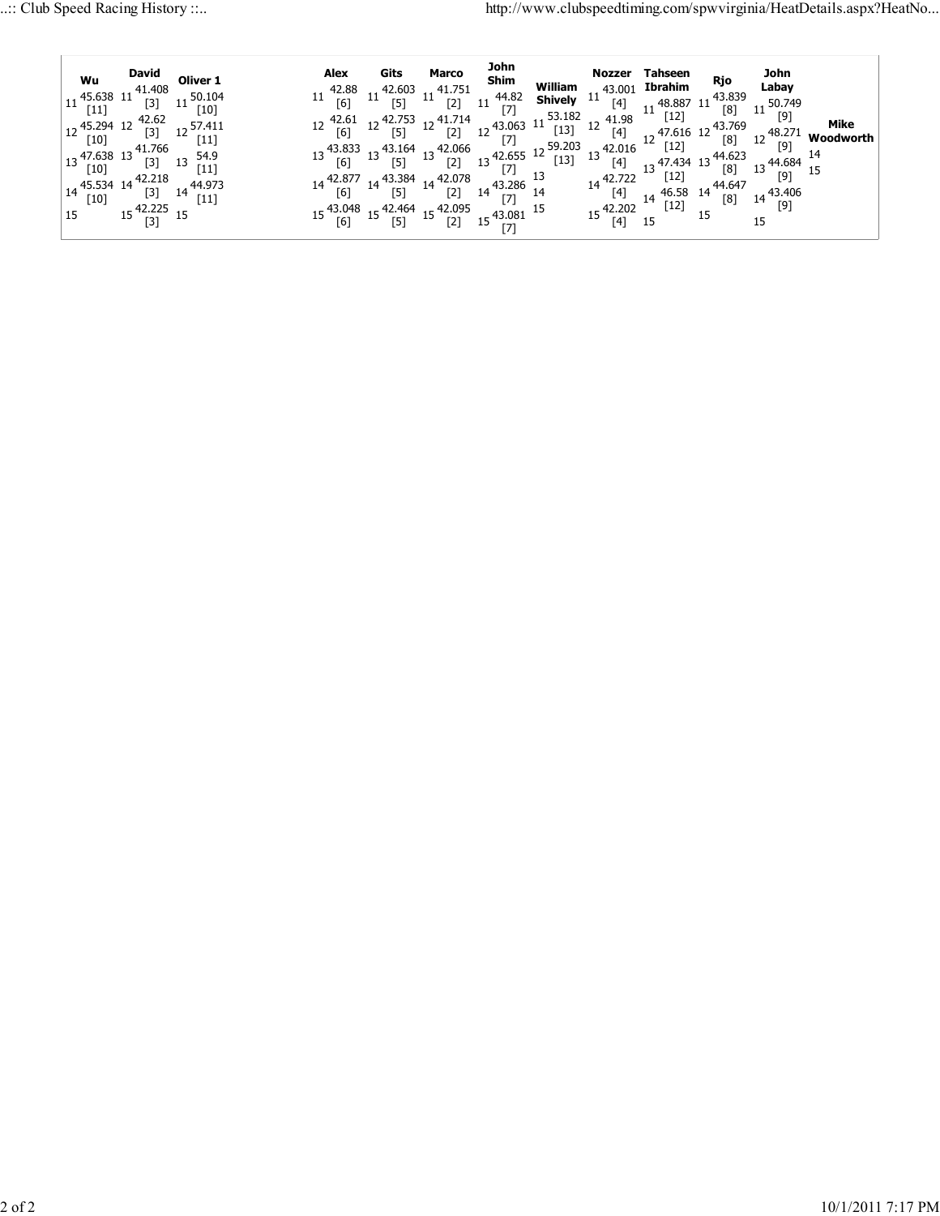| Lap | Wu | David | Oliver 1 | Alex | Gits | Marco | John Shim | William Shively | Nozzer | Tahseen Ibrahim | Rjo | John Labay | Mike Woodworth |
|---|---|---|---|---|---|---|---|---|---|---|---|---|---|
| 11 | 45.638 [11] | 41.408 [3] | 50.104 [10] | 42.88 [6] | 42.603 [5] | 41.751 [2] | 44.82 [7] | 53.182 [13] | 43.001 [4] | 48.887 [12] | 43.839 [8] | 50.749 [9] | |
| 12 | 45.294 [10] | 42.62 [3] | 57.411 [11] | 42.61 [6] | 42.753 [5] | 41.714 [2] | 43.063 [7] | 59.203 [13] | 41.98 [4] | 47.616 [12] | 43.769 [8] | 48.271 [9] | |
| 13 | 47.638 [10] | 41.766 [3] | 54.9 [11] | 43.833 [6] | 43.164 [5] | 42.066 [2] | 42.655 [7] | | 42.016 [4] | 47.434 [12] | 44.623 [8] | 44.684 [9] | |
| 14 | 45.534 [10] | 42.218 [3] | 44.973 [11] | 42.877 [6] | 43.384 [5] | 42.078 [2] | 43.286 [7] | | 42.722 [4] | 46.58 [12] | 44.647 [8] | 43.406 [9] | |
| 15 | | 42.225 [3] | | 43.048 [6] | 42.464 [5] | 42.095 [2] | 43.081 [7] | | 42.202 [4] | | | | |